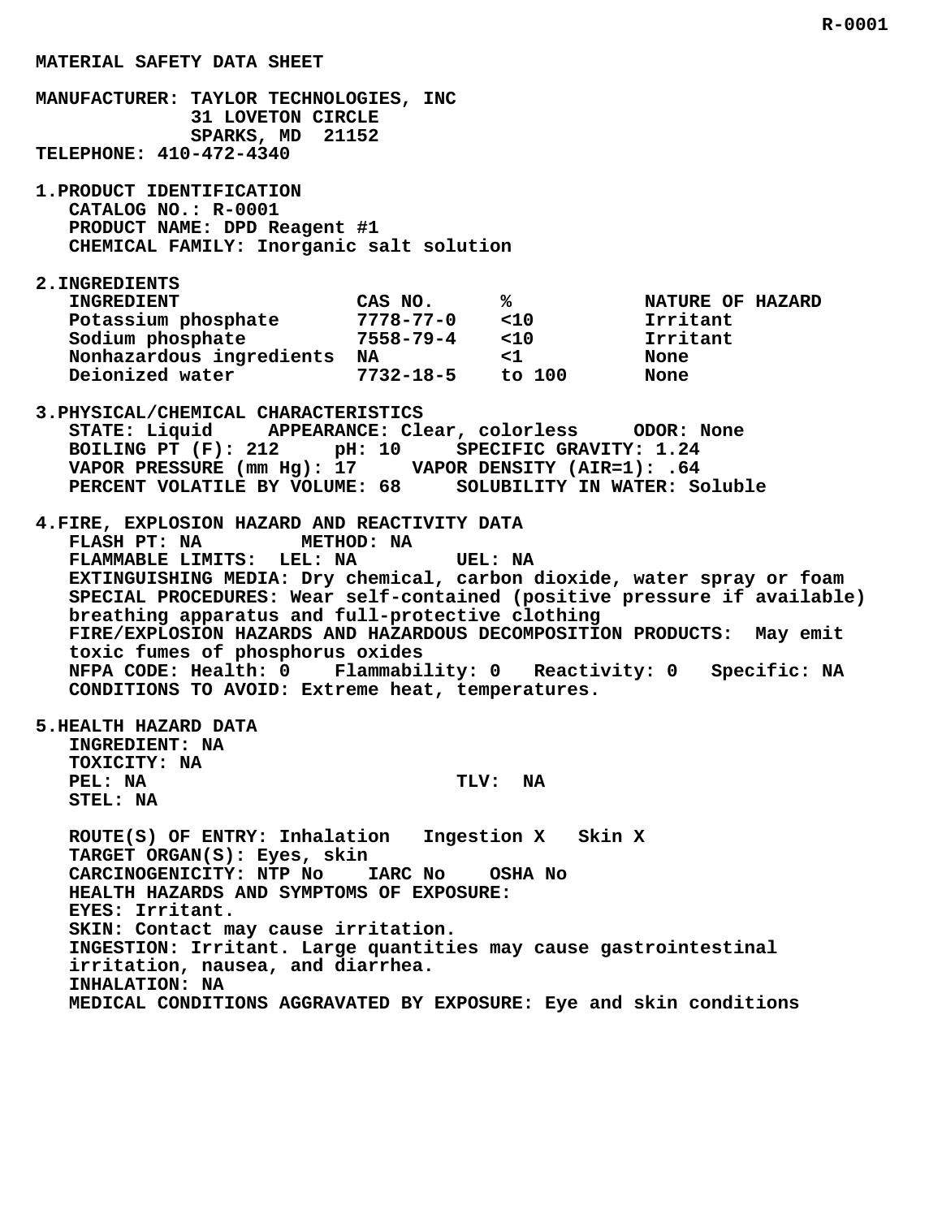R-0001

# MATERIAL SAFETY DATA SHEET

**MANUFACTURER:** TAYLOR TECHNOLOGIES, INC
31 LOVETON CIRCLE
SPARKS, MD 21152
**TELEPHONE:** 410-472-4340

## 1. PRODUCT IDENTIFICATION

CATALOG NO.: R-0001
PRODUCT NAME: DPD Reagent #1
CHEMICAL FAMILY: Inorganic salt solution

## 2. INGREDIENTS

| INGREDIENT | CAS NO. | % | NATURE OF HAZARD |
|---|---|---|---|
| Potassium phosphate | 7778-77-0 | <10 | Irritant |
| Sodium phosphate | 7558-79-4 | <10 | Irritant |
| Nonhazardous ingredients | NA | <1 | None |
| Deionized water | 7732-18-5 | to 100 | None |

## 3. PHYSICAL/CHEMICAL CHARACTERISTICS

STATE: Liquid     APPEARANCE: Clear, colorless     ODOR: None
BOILING PT (F): 212     pH: 10     SPECIFIC GRAVITY: 1.24
VAPOR PRESSURE (mm Hg): 17     VAPOR DENSITY (AIR=1): .64
PERCENT VOLATILE BY VOLUME: 68     SOLUBILITY IN WATER: Soluble

## 4. FIRE, EXPLOSION HAZARD AND REACTIVITY DATA

FLASH PT: NA     METHOD: NA
FLAMMABLE LIMITS: LEL: NA     UEL: NA
EXTINGUISHING MEDIA: Dry chemical, carbon dioxide, water spray or foam
SPECIAL PROCEDURES: Wear self-contained (positive pressure if available) breathing apparatus and full-protective clothing
FIRE/EXPLOSION HAZARDS AND HAZARDOUS DECOMPOSITION PRODUCTS: May emit toxic fumes of phosphorus oxides
NFPA CODE: Health: 0     Flammability: 0     Reactivity: 0     Specific: NA
CONDITIONS TO AVOID: Extreme heat, temperatures.

## 5. HEALTH HAZARD DATA

INGREDIENT: NA
TOXICITY: NA
PEL: NA     TLV: NA
STEL: NA

ROUTE(S) OF ENTRY: Inhalation     Ingestion X     Skin X
TARGET ORGAN(S): Eyes, skin
CARCINOGENICITY: NTP No     IARC No     OSHA No
HEALTH HAZARDS AND SYMPTOMS OF EXPOSURE:
EYES: Irritant.
SKIN: Contact may cause irritation.
INGESTION: Irritant. Large quantities may cause gastrointestinal irritation, nausea, and diarrhea.
INHALATION: NA
MEDICAL CONDITIONS AGGRAVATED BY EXPOSURE: Eye and skin conditions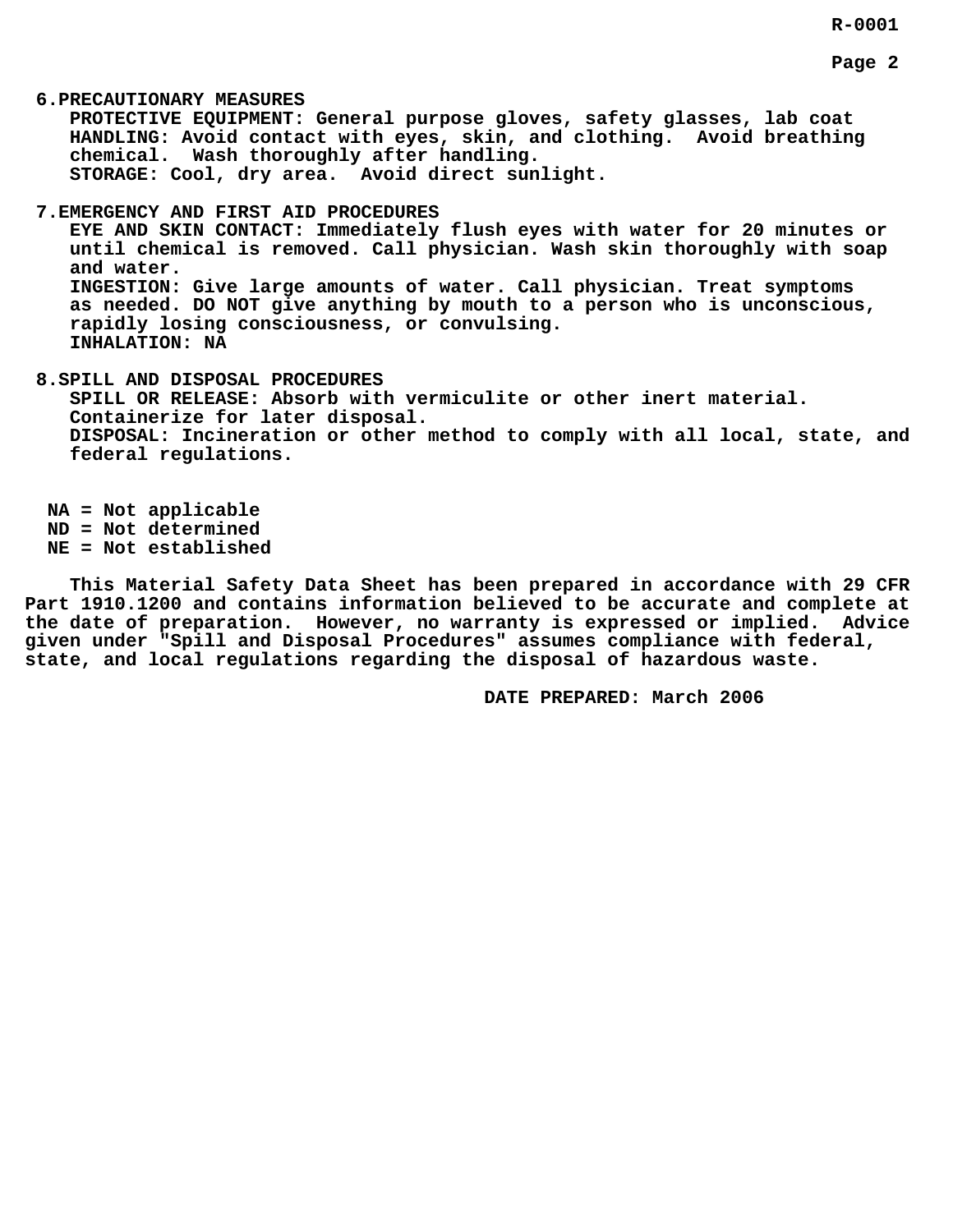## 6. PRECAUTIONARY MEASURES

**PROTECTIVE EQUIPMENT:** General purpose gloves, safety glasses, lab coat

**HANDLING:** Avoid contact with eyes, skin, and clothing. Avoid breathing chemical. Wash thoroughly after handling.

**STORAGE:** Cool, dry area. Avoid direct sunlight.

## 7. EMERGENCY AND FIRST AID PROCEDURES

**EYE AND SKIN CONTACT:** Immediately flush eyes with water for 20 minutes or until chemical is removed. Call physician. Wash skin thoroughly with soap and water.

**INGESTION:** Give large amounts of water. Call physician. Treat symptoms as needed. DO NOT give anything by mouth to a person who is unconscious, rapidly losing consciousness, or convulsing.

**INHALATION:** NA

## 8. SPILL AND DISPOSAL PROCEDURES

**SPILL OR RELEASE:** Absorb with vermiculite or other inert material. Containerize for later disposal.

**DISPOSAL:** Incineration or other method to comply with all local, state, and federal regulations.

NA = Not applicable
ND = Not determined
NE = Not established

This Material Safety Data Sheet has been prepared in accordance with 29 CFR Part 1910.1200 and contains information believed to be accurate and complete at the date of preparation. However, no warranty is expressed or implied. Advice given under "Spill and Disposal Procedures" assumes compliance with federal, state, and local regulations regarding the disposal of hazardous waste.

**DATE PREPARED:** March 2006